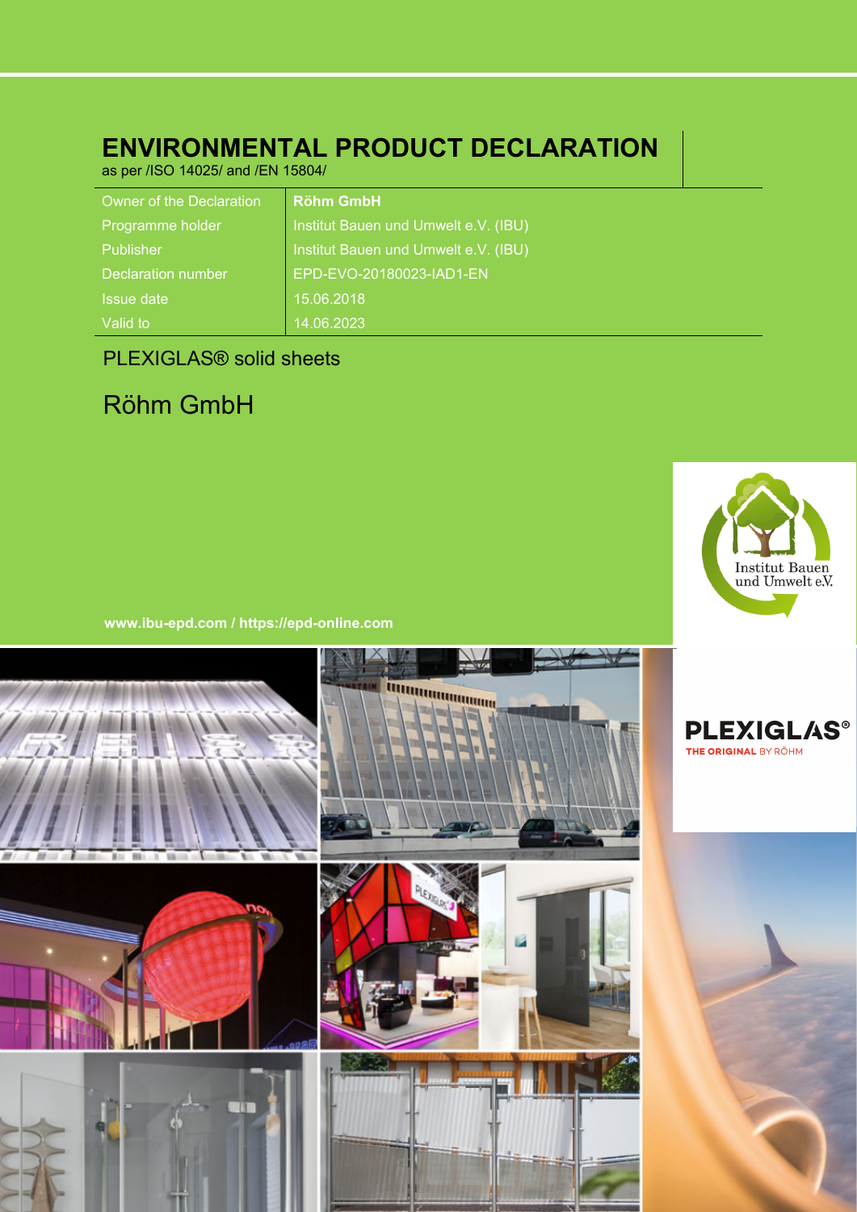# ENVIRONMENTAL PRODUCT DECLARATION

as per /ISO 14025/ and /EN 15804/

| Owner of the Declaration | **Röhm GmbH** |
| --- | --- |
| Programme holder | Institut Bauen und Umwelt e.V. (IBU) |
| Publisher | Institut Bauen und Umwelt e.V. (IBU) |
| Declaration number | EPD-EVO-20180023-IAD1-EN |
| Issue date | 15.06.2018 |
| Valid to | 14.06.2023 |

PLEXIGLAS® solid sheets

Röhm GmbH

Institut Bauen und Umwelt e.V.

**www.ibu-epd.com / https://epd-online.com**

PLEXIGLAS® THE ORIGINAL BY RÖHM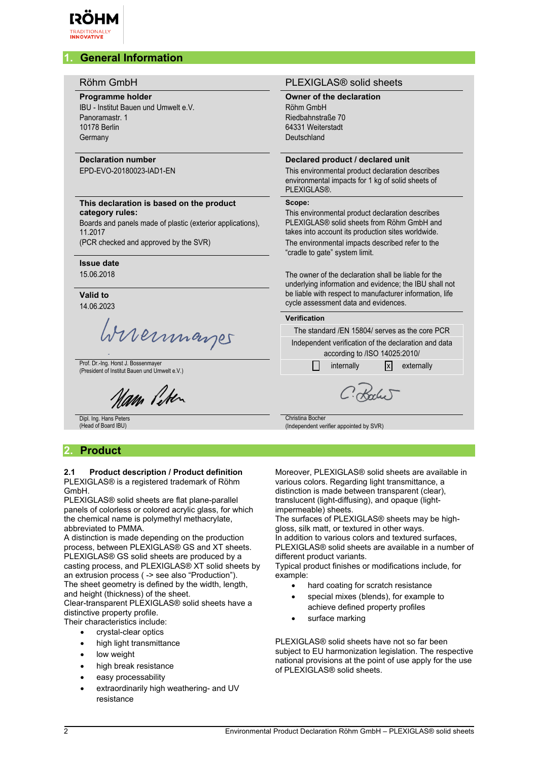## 1. General Information

**Röhm GmbH**

**Programme holder**
IBU - Institut Bauen und Umwelt e.V.
Panoramastr. 1
10178 Berlin
Germany

**Declaration number**
EPD-EVO-20180023-IAD1-EN

**This declaration is based on the product category rules:**
Boards and panels made of plastic (exterior applications), 11.2017
(PCR checked and approved by the SVR)

**Issue date**
15.06.2018

**Valid to**
14.06.2023

Prof. Dr.-Ing. Horst J. Bossenmayer
(President of Institut Bauen und Umwelt e.V.)

Dipl. Ing. Hans Peters
(Head of Board IBU)

**PLEXIGLAS® solid sheets**

**Owner of the declaration**
Röhm GmbH
Riedbahnstraße 70
64331 Weiterstadt
Deutschland

**Declared product / declared unit**
This environmental product declaration describes environmental impacts for 1 kg of solid sheets of PLEXIGLAS®.

**Scope:**
This environmental product declaration describes PLEXIGLAS® solid sheets from Röhm GmbH and takes into account its production sites worldwide.
The environmental impacts described refer to the "cradle to gate" system limit.

The owner of the declaration shall be liable for the underlying information and evidence; the IBU shall not be liable with respect to manufacturer information, life cycle assessment data and evidences.

**Verification**

The standard /EN 15804/ serves as the core PCR

Independent verification of the declaration and data according to /ISO 14025:2010/

☐ internally ☒ externally

Christina Bocher
(Independent verifier appointed by SVR)

## 2. Product

### 2.1 Product description / Product definition

PLEXIGLAS® is a registered trademark of Röhm GmbH.
PLEXIGLAS® solid sheets are flat plane-parallel panels of colorless or colored acrylic glass, for which the chemical name is polymethyl methacrylate, abbreviated to PMMA.
A distinction is made depending on the production process, between PLEXIGLAS® GS and XT sheets. PLEXIGLAS® GS solid sheets are produced by a casting process, and PLEXIGLAS® XT solid sheets by an extrusion process ( -> see also "Production").
The sheet geometry is defined by the width, length, and height (thickness) of the sheet.
Clear-transparent PLEXIGLAS® solid sheets have a distinctive property profile.
Their characteristics include:

- crystal-clear optics
- high light transmittance
- low weight
- high break resistance
- easy processability
- extraordinarily high weathering- and UV resistance

Moreover, PLEXIGLAS® solid sheets are available in various colors. Regarding light transmittance, a distinction is made between transparent (clear), translucent (light-diffusing), and opaque (light-impermeable) sheets.
The surfaces of PLEXIGLAS® sheets may be high-gloss, silk matt, or textured in other ways.
In addition to various colors and textured surfaces, PLEXIGLAS® solid sheets are available in a number of different product variants.
Typical product finishes or modifications include, for example:

- hard coating for scratch resistance
- special mixes (blends), for example to achieve defined property profiles
- surface marking

PLEXIGLAS® solid sheets have not so far been subject to EU harmonization legislation. The respective national provisions at the point of use apply for the use of PLEXIGLAS® solid sheets.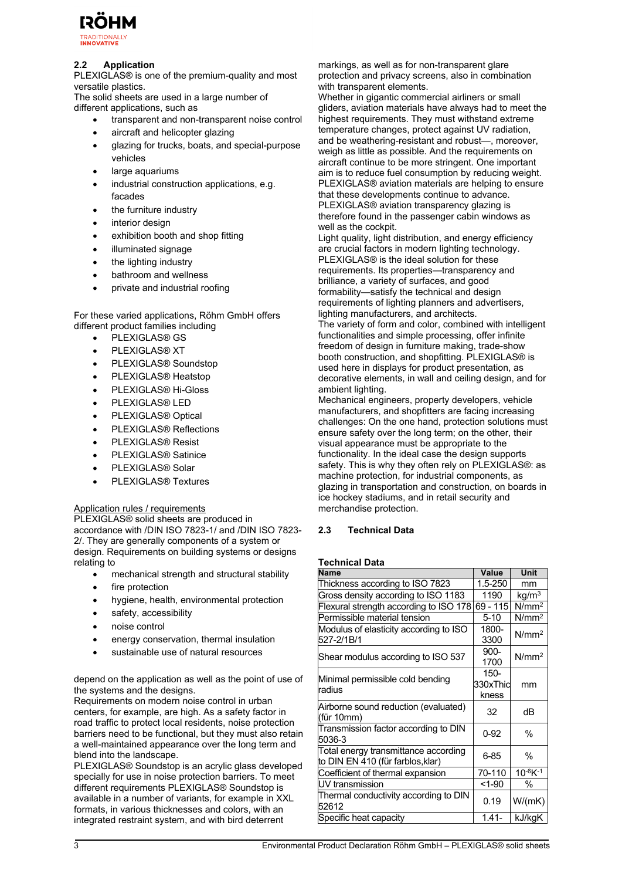### 2.2 Application

PLEXIGLAS® is one of the premium-quality and most versatile plastics.
The solid sheets are used in a large number of different applications, such as

- transparent and non-transparent noise control
- aircraft and helicopter glazing
- glazing for trucks, boats, and special-purpose vehicles
- large aquariums
- industrial construction applications, e.g. facades
- the furniture industry
- interior design
- exhibition booth and shop fitting
- illuminated signage
- the lighting industry
- bathroom and wellness
- private and industrial roofing

For these varied applications, Röhm GmbH offers different product families including

- PLEXIGLAS® GS
- PLEXIGLAS® XT
- PLEXIGLAS® Soundstop
- PLEXIGLAS® Heatstop
- PLEXIGLAS® Hi-Gloss
- PLEXIGLAS® LED
- PLEXIGLAS® Optical
- PLEXIGLAS® Reflections
- PLEXIGLAS® Resist
- PLEXIGLAS® Satinice
- PLEXIGLAS® Solar
- PLEXIGLAS® Textures

<u>Application rules / requirements</u>

PLEXIGLAS® solid sheets are produced in accordance with /DIN ISO 7823-1/ and /DIN ISO 7823-2/. They are generally components of a system or design. Requirements on building systems or designs relating to

- mechanical strength and structural stability
- fire protection
- hygiene, health, environmental protection
- safety, accessibility
- noise control
- energy conservation, thermal insulation
- sustainable use of natural resources

depend on the application as well as the point of use of the systems and the designs.
Requirements on modern noise control in urban centers, for example, are high. As a safety factor in road traffic to protect local residents, noise protection barriers need to be functional, but they must also retain a well-maintained appearance over the long term and blend into the landscape.
PLEXIGLAS® Soundstop is an acrylic glass developed specially for use in noise protection barriers. To meet different requirements PLEXIGLAS® Soundstop is available in a number of variants, for example in XXL formats, in various thicknesses and colors, with an integrated restraint system, and with bird deterrent markings, as well as for non-transparent glare protection and privacy screens, also in combination with transparent elements.
Whether in gigantic commercial airliners or small gliders, aviation materials have always had to meet the highest requirements. They must withstand extreme temperature changes, protect against UV radiation, and be weathering-resistant and robust—, moreover, weigh as little as possible. And the requirements on aircraft continue to be more stringent. One important aim is to reduce fuel consumption by reducing weight. PLEXIGLAS® aviation materials are helping to ensure that these developments continue to advance. PLEXIGLAS® aviation transparency glazing is therefore found in the passenger cabin windows as well as the cockpit.
Light quality, light distribution, and energy efficiency are crucial factors in modern lighting technology. PLEXIGLAS® is the ideal solution for these requirements. Its properties—transparency and brilliance, a variety of surfaces, and good formability—satisfy the technical and design requirements of lighting planners and advertisers, lighting manufacturers, and architects.
The variety of form and color, combined with intelligent functionalities and simple processing, offer infinite freedom of design in furniture making, trade-show booth construction, and shopfitting. PLEXIGLAS® is used here in displays for product presentation, as decorative elements, in wall and ceiling design, and for ambient lighting.
Mechanical engineers, property developers, vehicle manufacturers, and shopfitters are facing increasing challenges: On the one hand, protection solutions must ensure safety over the long term; on the other, their visual appearance must be appropriate to the functionality. In the ideal case the design supports safety. This is why they often rely on PLEXIGLAS®: as machine protection, for industrial components, as glazing in transportation and construction, on boards in ice hockey stadiums, and in retail security and merchandise protection.

### 2.3 Technical Data

**Technical Data**

| Name | Value | Unit |
|---|---|---|
| Thickness according to ISO 7823 | 1.5-250 | mm |
| Gross density according to ISO 1183 | 1190 | kg/m$^3$ |
| Flexural strength according to ISO 178 | 69 - 115 | N/mm$^2$ |
| Permissible material tension | 5-10 | N/mm$^2$ |
| Modulus of elasticity according to ISO 527-2/1B/1 | 1800-3300 | N/mm$^2$ |
| Shear modulus according to ISO 537 | 900-1700 | N/mm$^2$ |
| Minimal permissible cold bending radius | 150-330xThickness | mm |
| Airborne sound reduction (evaluated) (für 10mm) | 32 | dB |
| Transmission factor according to DIN 5036-3 | 0-92 | % |
| Total energy transmittance according to DIN EN 410 (für farblos,klar) | 6-85 | % |
| Coefficient of thermal expansion | 70-110 | $10^{-6}K^{-1}$ |
| UV transmission | <1-90 | % |
| Thermal conductivity according to DIN 52612 | 0.19 | W/(mK) |
| Specific heat capacity | 1.41- | kJ/kgK |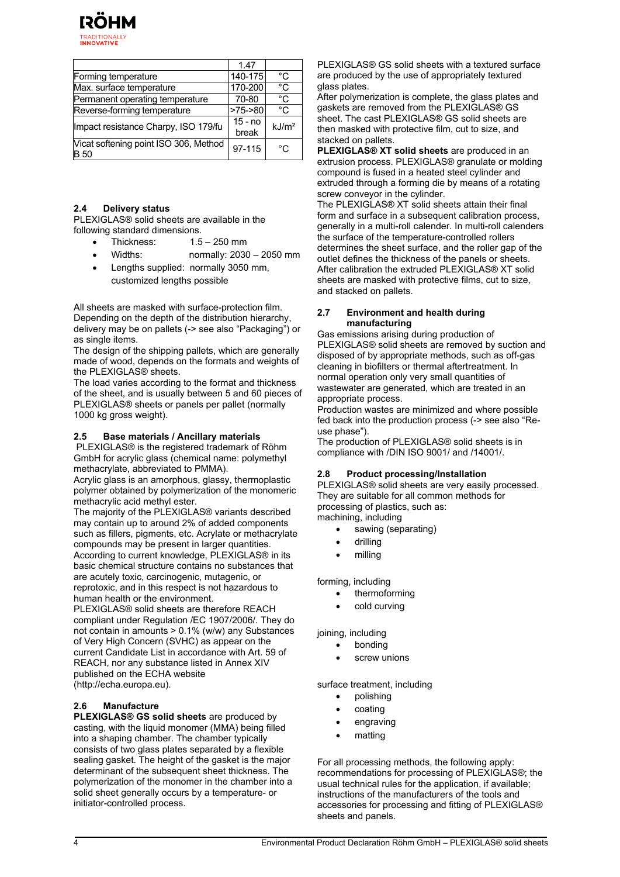| | 1.47 | |
|---|---|---|
| Forming temperature | 140-175 | °C |
| Max. surface temperature | 170-200 | °C |
| Permanent operating temperature | 70-80 | °C |
| Reverse-forming temperature | >75->80 | °C |
| Impact resistance Charpy, ISO 179/fu | 15 - no break | kJ/m² |
| Vicat softening point ISO 306, Method B 50 | 97-115 | °C |

## 2.4 Delivery status

PLEXIGLAS® solid sheets are available in the following standard dimensions.

- Thickness: 1.5 – 250 mm
- Widths: normally: 2030 – 2050 mm
- Lengths supplied: normally 3050 mm, customized lengths possible

All sheets are masked with surface-protection film. Depending on the depth of the distribution hierarchy, delivery may be on pallets (-> see also "Packaging") or as single items.

The design of the shipping pallets, which are generally made of wood, depends on the formats and weights of the PLEXIGLAS® sheets.

The load varies according to the format and thickness of the sheet, and is usually between 5 and 60 pieces of PLEXIGLAS® sheets or panels per pallet (normally 1000 kg gross weight).

## 2.5 Base materials / Ancillary materials

PLEXIGLAS® is the registered trademark of Röhm GmbH for acrylic glass (chemical name: polymethyl methacrylate, abbreviated to PMMA).

Acrylic glass is an amorphous, glassy, thermoplastic polymer obtained by polymerization of the monomeric methacrylic acid methyl ester.

The majority of the PLEXIGLAS® variants described may contain up to around 2% of added components such as fillers, pigments, etc. Acrylate or methacrylate compounds may be present in larger quantities.

According to current knowledge, PLEXIGLAS® in its basic chemical structure contains no substances that are acutely toxic, carcinogenic, mutagenic, or reprotoxic, and in this respect is not hazardous to human health or the environment.

PLEXIGLAS® solid sheets are therefore REACH compliant under Regulation /EC 1907/2006/. They do not contain in amounts > 0.1% (w/w) any Substances of Very High Concern (SVHC) as appear on the current Candidate List in accordance with Art. 59 of REACH, nor any substance listed in Annex XIV published on the ECHA website (http://echa.europa.eu).

## 2.6 Manufacture

**PLEXIGLAS® GS solid sheets** are produced by casting, with the liquid monomer (MMA) being filled into a shaping chamber. The chamber typically consists of two glass plates separated by a flexible sealing gasket. The height of the gasket is the major determinant of the subsequent sheet thickness. The polymerization of the monomer in the chamber into a solid sheet generally occurs by a temperature- or initiator-controlled process.

PLEXIGLAS® GS solid sheets with a textured surface are produced by the use of appropriately textured glass plates.

After polymerization is complete, the glass plates and gaskets are removed from the PLEXIGLAS® GS sheet. The cast PLEXIGLAS® GS solid sheets are then masked with protective film, cut to size, and stacked on pallets.

**PLEXIGLAS® XT solid sheets** are produced in an extrusion process. PLEXIGLAS® granulate or molding compound is fused in a heated steel cylinder and extruded through a forming die by means of a rotating screw conveyor in the cylinder.

The PLEXIGLAS® XT solid sheets attain their final form and surface in a subsequent calibration process, generally in a multi-roll calender. In multi-roll calenders the surface of the temperature-controlled rollers determines the sheet surface, and the roller gap of the outlet defines the thickness of the panels or sheets. After calibration the extruded PLEXIGLAS® XT solid sheets are masked with protective films, cut to size, and stacked on pallets.

## 2.7 Environment and health during manufacturing

Gas emissions arising during production of PLEXIGLAS® solid sheets are removed by suction and disposed of by appropriate methods, such as off-gas cleaning in biofilters or thermal aftertreatment. In normal operation only very small quantities of wastewater are generated, which are treated in an appropriate process.

Production wastes are minimized and where possible fed back into the production process (-> see also "Re-use phase").

The production of PLEXIGLAS® solid sheets is in compliance with /DIN ISO 9001/ and /14001/.

## 2.8 Product processing/Installation

PLEXIGLAS® solid sheets are very easily processed. They are suitable for all common methods for processing of plastics, such as:

machining, including

- sawing (separating)
- drilling
- milling

forming, including

- thermoforming
- cold curving

joining, including

- bonding
- screw unions

surface treatment, including

- polishing
- coating
- engraving
- matting

For all processing methods, the following apply: recommendations for processing of PLEXIGLAS®; the usual technical rules for the application, if available; instructions of the manufacturers of the tools and accessories for processing and fitting of PLEXIGLAS® sheets and panels.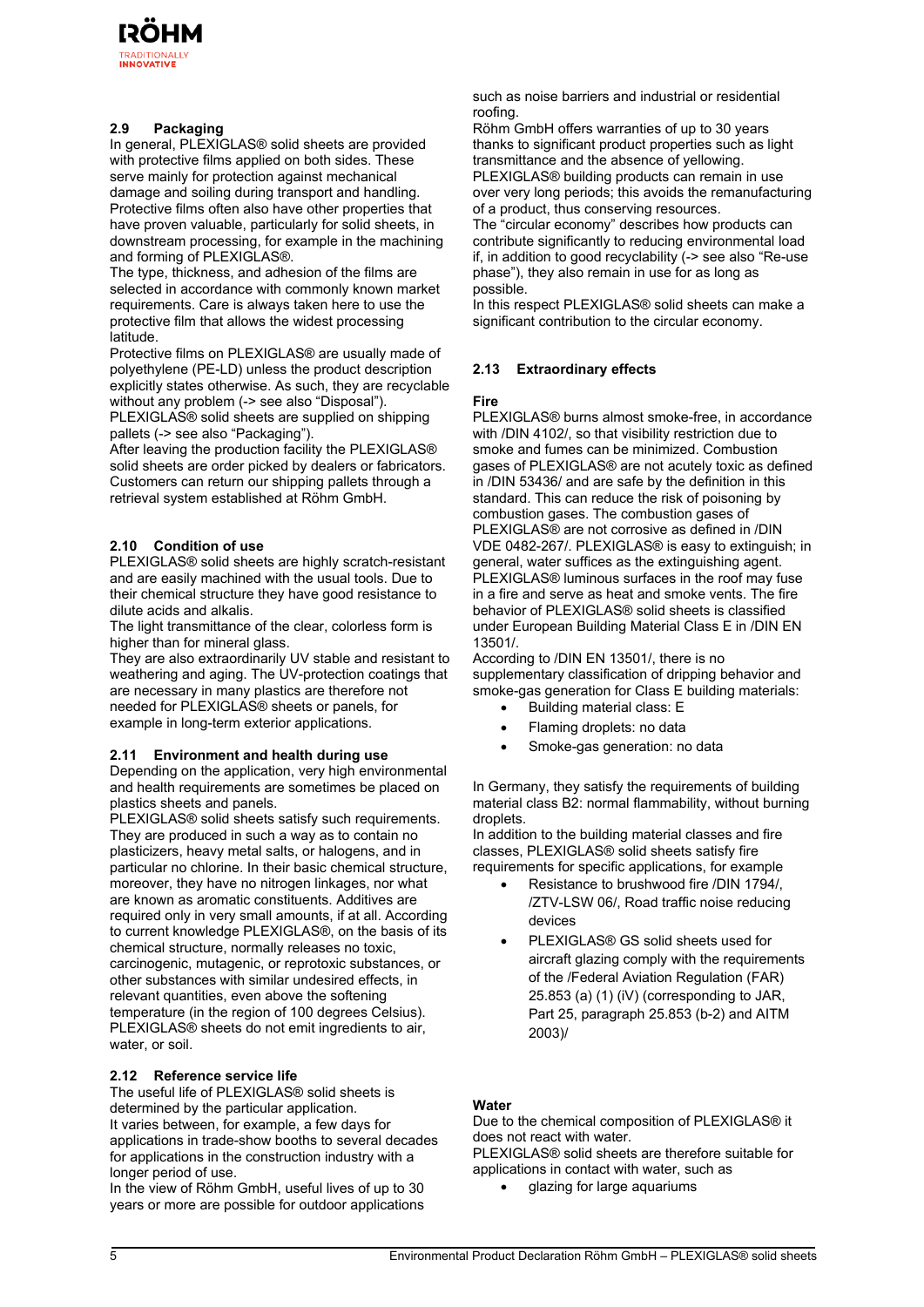## 2.9 Packaging

In general, PLEXIGLAS® solid sheets are provided with protective films applied on both sides. These serve mainly for protection against mechanical damage and soiling during transport and handling. Protective films often also have other properties that have proven valuable, particularly for solid sheets, in downstream processing, for example in the machining and forming of PLEXIGLAS®.

The type, thickness, and adhesion of the films are selected in accordance with commonly known market requirements. Care is always taken here to use the protective film that allows the widest processing latitude.

Protective films on PLEXIGLAS® are usually made of polyethylene (PE-LD) unless the product description explicitly states otherwise. As such, they are recyclable without any problem (-> see also “Disposal”).

PLEXIGLAS® solid sheets are supplied on shipping pallets (-> see also “Packaging”).

After leaving the production facility the PLEXIGLAS® solid sheets are order picked by dealers or fabricators. Customers can return our shipping pallets through a retrieval system established at Röhm GmbH.

## 2.10 Condition of use

PLEXIGLAS® solid sheets are highly scratch-resistant and are easily machined with the usual tools. Due to their chemical structure they have good resistance to dilute acids and alkalis.

The light transmittance of the clear, colorless form is higher than for mineral glass.

They are also extraordinarily UV stable and resistant to weathering and aging. The UV-protection coatings that are necessary in many plastics are therefore not needed for PLEXIGLAS® sheets or panels, for example in long-term exterior applications.

## 2.11 Environment and health during use

Depending on the application, very high environmental and health requirements are sometimes be placed on plastics sheets and panels.

PLEXIGLAS® solid sheets satisfy such requirements. They are produced in such a way as to contain no plasticizers, heavy metal salts, or halogens, and in particular no chlorine. In their basic chemical structure, moreover, they have no nitrogen linkages, nor what are known as aromatic constituents. Additives are required only in very small amounts, if at all. According to current knowledge PLEXIGLAS®, on the basis of its chemical structure, normally releases no toxic, carcinogenic, mutagenic, or reprotoxic substances, or other substances with similar undesired effects, in relevant quantities, even above the softening temperature (in the region of 100 degrees Celsius).

PLEXIGLAS® sheets do not emit ingredients to air, water, or soil.

## 2.12 Reference service life

The useful life of PLEXIGLAS® solid sheets is determined by the particular application.

It varies between, for example, a few days for applications in trade-show booths to several decades for applications in the construction industry with a longer period of use.

In the view of Röhm GmbH, useful lives of up to 30 years or more are possible for outdoor applications such as noise barriers and industrial or residential roofing.

Röhm GmbH offers warranties of up to 30 years thanks to significant product properties such as light transmittance and the absence of yellowing.

PLEXIGLAS® building products can remain in use over very long periods; this avoids the remanufacturing of a product, thus conserving resources.

The “circular economy” describes how products can contribute significantly to reducing environmental load if, in addition to good recyclability (-> see also “Re-use phase”), they also remain in use for as long as possible.

In this respect PLEXIGLAS® solid sheets can make a significant contribution to the circular economy.

## 2.13 Extraordinary effects

### Fire

PLEXIGLAS® burns almost smoke-free, in accordance with /DIN 4102/, so that visibility restriction due to smoke and fumes can be minimized. Combustion gases of PLEXIGLAS® are not acutely toxic as defined in /DIN 53436/ and are safe by the definition in this standard. This can reduce the risk of poisoning by combustion gases. The combustion gases of PLEXIGLAS® are not corrosive as defined in /DIN VDE 0482-267/. PLEXIGLAS® is easy to extinguish; in general, water suffices as the extinguishing agent. PLEXIGLAS® luminous surfaces in the roof may fuse in a fire and serve as heat and smoke vents. The fire behavior of PLEXIGLAS® solid sheets is classified under European Building Material Class E in /DIN EN 13501/.

According to /DIN EN 13501/, there is no supplementary classification of dripping behavior and smoke-gas generation for Class E building materials:

- Building material class: E
- Flaming droplets: no data
- Smoke-gas generation: no data

In Germany, they satisfy the requirements of building material class B2: normal flammability, without burning droplets.

In addition to the building material classes and fire classes, PLEXIGLAS® solid sheets satisfy fire requirements for specific applications, for example

- Resistance to brushwood fire /DIN 1794/, /ZTV-LSW 06/, Road traffic noise reducing devices
- PLEXIGLAS® GS solid sheets used for aircraft glazing comply with the requirements of the /Federal Aviation Regulation (FAR) 25.853 (a) (1) (iV) (corresponding to JAR, Part 25, paragraph 25.853 (b-2) and AITM 2003)/

### Water

Due to the chemical composition of PLEXIGLAS® it does not react with water.

PLEXIGLAS® solid sheets are therefore suitable for applications in contact with water, such as

- glazing for large aquariums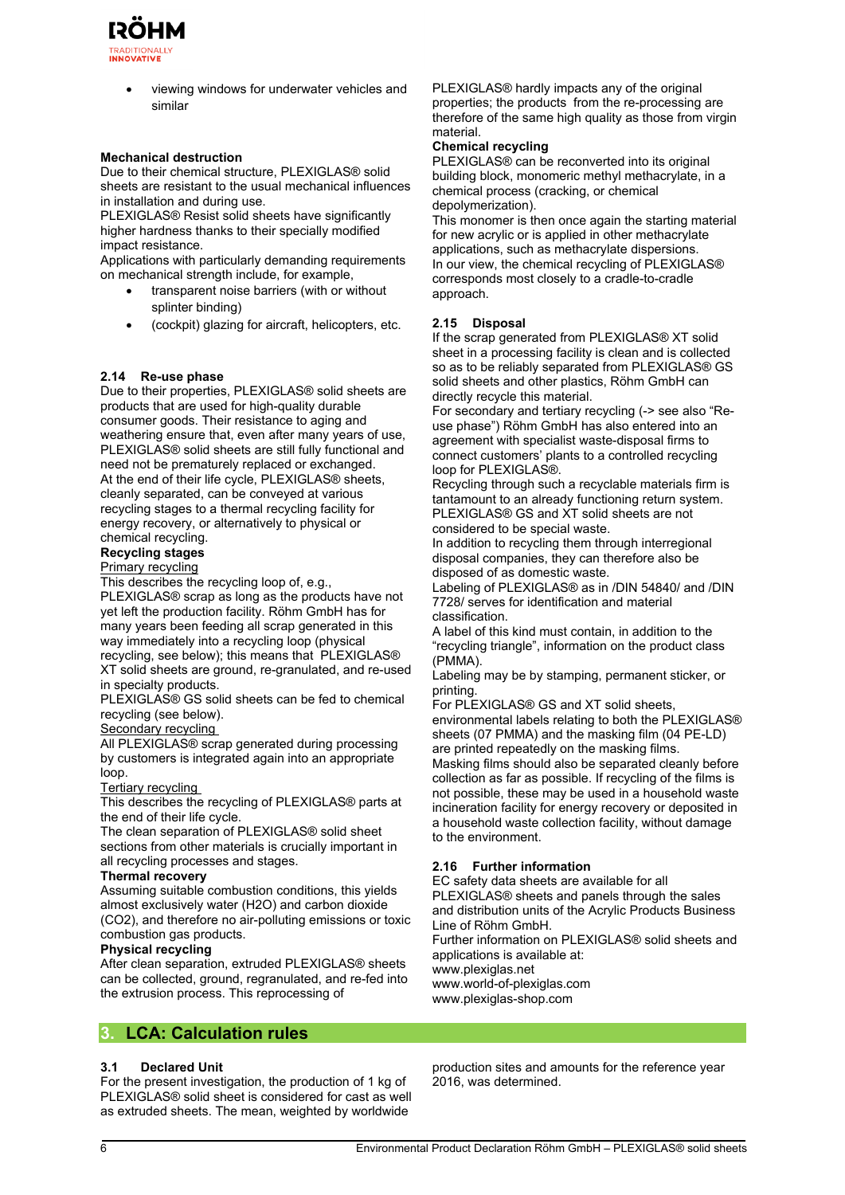- viewing windows for underwater vehicles and similar

**Mechanical destruction**
Due to their chemical structure, PLEXIGLAS® solid sheets are resistant to the usual mechanical influences in installation and during use.
PLEXIGLAS® Resist solid sheets have significantly higher hardness thanks to their specially modified impact resistance.
Applications with particularly demanding requirements on mechanical strength include, for example,

- transparent noise barriers (with or without splinter binding)
- (cockpit) glazing for aircraft, helicopters, etc.

### 2.14 Re-use phase

Due to their properties, PLEXIGLAS® solid sheets are products that are used for high-quality durable consumer goods. Their resistance to aging and weathering ensure that, even after many years of use, PLEXIGLAS® solid sheets are still fully functional and need not be prematurely replaced or exchanged.
At the end of their life cycle, PLEXIGLAS® sheets, cleanly separated, can be conveyed at various recycling stages to a thermal recycling facility for energy recovery, or alternatively to physical or chemical recycling.

**Recycling stages**

Primary recycling
This describes the recycling loop of, e.g., PLEXIGLAS® scrap as long as the products have not yet left the production facility. Röhm GmbH has for many years been feeding all scrap generated in this way immediately into a recycling loop (physical recycling, see below); this means that PLEXIGLAS® XT solid sheets are ground, re-granulated, and re-used in specialty products.
PLEXIGLAS® GS solid sheets can be fed to chemical recycling (see below).

Secondary recycling
All PLEXIGLAS® scrap generated during processing by customers is integrated again into an appropriate loop.

Tertiary recycling
This describes the recycling of PLEXIGLAS® parts at the end of their life cycle.
The clean separation of PLEXIGLAS® solid sheet sections from other materials is crucially important in all recycling processes and stages.

**Thermal recovery**
Assuming suitable combustion conditions, this yields almost exclusively water ($H_2O$) and carbon dioxide ($CO_2$), and therefore no air-polluting emissions or toxic combustion gas products.

**Physical recycling**
After clean separation, extruded PLEXIGLAS® sheets can be collected, ground, regranulated, and re-fed into the extrusion process. This reprocessing of PLEXIGLAS® hardly impacts any of the original properties; the products from the re-processing are therefore of the same high quality as those from virgin material.

**Chemical recycling**
PLEXIGLAS® can be reconverted into its original building block, monomeric methyl methacrylate, in a chemical process (cracking, or chemical depolymerization).
This monomer is then once again the starting material for new acrylic or is applied in other methacrylate applications, such as methacrylate dispersions.
In our view, the chemical recycling of PLEXIGLAS® corresponds most closely to a cradle-to-cradle approach.

### 2.15 Disposal

If the scrap generated from PLEXIGLAS® XT solid sheet in a processing facility is clean and is collected so as to be reliably separated from PLEXIGLAS® GS solid sheets and other plastics, Röhm GmbH can directly recycle this material.
For secondary and tertiary recycling (-> see also "Re-use phase") Röhm GmbH has also entered into an agreement with specialist waste-disposal firms to connect customers' plants to a controlled recycling loop for PLEXIGLAS®.
Recycling through such a recyclable materials firm is tantamount to an already functioning return system.
PLEXIGLAS® GS and XT solid sheets are not considered to be special waste.
In addition to recycling them through interregional disposal companies, they can therefore also be disposed of as domestic waste.
Labeling of PLEXIGLAS® as in /DIN 54840/ and /DIN 7728/ serves for identification and material classification.
A label of this kind must contain, in addition to the "recycling triangle", information on the product class (PMMA).
Labeling may be by stamping, permanent sticker, or printing.
For PLEXIGLAS® GS and XT solid sheets, environmental labels relating to both the PLEXIGLAS® sheets (07 PMMA) and the masking film (04 PE-LD) are printed repeatedly on the masking films.
Masking films should also be separated cleanly before collection as far as possible. If recycling of the films is not possible, these may be used in a household waste incineration facility for energy recovery or deposited in a household waste collection facility, without damage to the environment.

### 2.16 Further information

EC safety data sheets are available for all PLEXIGLAS® sheets and panels through the sales and distribution units of the Acrylic Products Business Line of Röhm GmbH.
Further information on PLEXIGLAS® solid sheets and applications is available at:
www.plexiglas.net
www.world-of-plexiglas.com
www.plexiglas-shop.com

## 3. LCA: Calculation rules

### 3.1 Declared Unit

For the present investigation, the production of 1 kg of PLEXIGLAS® solid sheet is considered for cast as well as extruded sheets. The mean, weighted by worldwide production sites and amounts for the reference year 2016, was determined.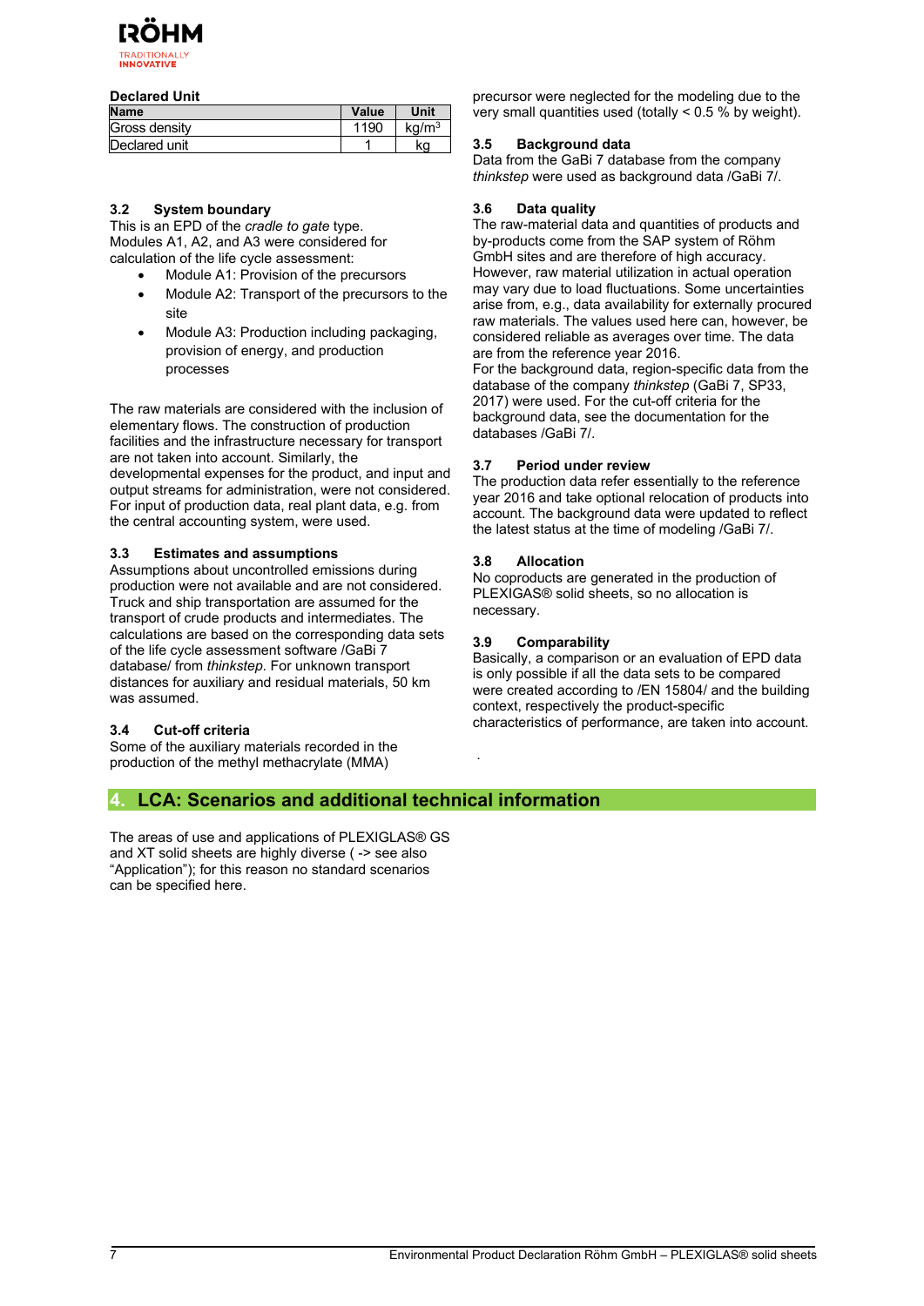### Declared Unit

| Name | Value | Unit |
|---|---|---|
| Gross density | 1190 | $kg/m^3$ |
| Declared unit | 1 | kg |

### 3.2 System boundary

This is an EPD of the *cradle to gate* type. Modules A1, A2, and A3 were considered for calculation of the life cycle assessment:

- Module A1: Provision of the precursors
- Module A2: Transport of the precursors to the site
- Module A3: Production including packaging, provision of energy, and production processes

The raw materials are considered with the inclusion of elementary flows. The construction of production facilities and the infrastructure necessary for transport are not taken into account. Similarly, the developmental expenses for the product, and input and output streams for administration, were not considered. For input of production data, real plant data, e.g. from the central accounting system, were used.

### 3.3 Estimates and assumptions

Assumptions about uncontrolled emissions during production were not available and are not considered. Truck and ship transportation are assumed for the transport of crude products and intermediates. The calculations are based on the corresponding data sets of the life cycle assessment software /GaBi 7 database/ from *thinkstep*. For unknown transport distances for auxiliary and residual materials, 50 km was assumed.

### 3.4 Cut-off criteria

Some of the auxiliary materials recorded in the production of the methyl methacrylate (MMA) precursor were neglected for the modeling due to the very small quantities used (totally < 0.5 % by weight).

### 3.5 Background data

Data from the GaBi 7 database from the company *thinkstep* were used as background data /GaBi 7/.

### 3.6 Data quality

The raw-material data and quantities of products and by-products come from the SAP system of Röhm GmbH sites and are therefore of high accuracy. However, raw material utilization in actual operation may vary due to load fluctuations. Some uncertainties arise from, e.g., data availability for externally procured raw materials. The values used here can, however, be considered reliable as averages over time. The data are from the reference year 2016.
For the background data, region-specific data from the database of the company *thinkstep* (GaBi 7, SP33, 2017) were used. For the cut-off criteria for the background data, see the documentation for the databases /GaBi 7/.

### 3.7 Period under review

The production data refer essentially to the reference year 2016 and take optional relocation of products into account. The background data were updated to reflect the latest status at the time of modeling /GaBi 7/.

### 3.8 Allocation

No coproducts are generated in the production of PLEXIGAS® solid sheets, so no allocation is necessary.

### 3.9 Comparability

Basically, a comparison or an evaluation of EPD data is only possible if all the data sets to be compared were created according to /EN 15804/ and the building context, respectively the product-specific characteristics of performance, are taken into account.

## 4. LCA: Scenarios and additional technical information

The areas of use and applications of PLEXIGLAS® GS and XT solid sheets are highly diverse ( -> see also “Application”); for this reason no standard scenarios can be specified here.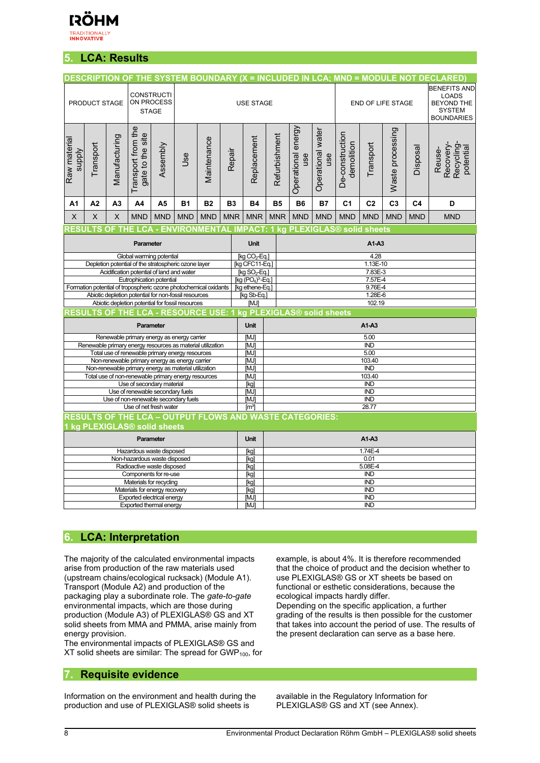## 5. LCA: Results

**DESCRIPTION OF THE SYSTEM BOUNDARY (X = INCLUDED IN LCA; MND = MODULE NOT DECLARED)**

| PRODUCT STAGE | | | CONSTRUCTION PROCESS STAGE | | USE STAGE | | | | | | | END OF LIFE STAGE | | | | BENEFITS AND LOADS BEYOND THE SYSTEM BOUNDARIES |
|---|---|---|---|---|---|---|---|---|---|---|---|---|---|---|---|---|
| Raw material supply | Transport | Manufacturing | Transport from the gate to the site | Assembly | Use | Maintenance | Repair | Replacement | Refurbishment | Operational energy use | Operational water use | De-construction demolition | Transport | Waste processing | Disposal | Reuse-Recovery-Recycling-potential |
| A1 | A2 | A3 | A4 | A5 | B1 | B2 | B3 | B4 | B5 | B6 | B7 | C1 | C2 | C3 | C4 | D |
| X | X | X | MND | MND | MND | MND | MNR | MNR | MNR | MND | MND | MND | MND | MND | MND | MND |

**RESULTS OF THE LCA - ENVIRONMENTAL IMPACT: 1 kg PLEXIGLAS® solid sheets**

| Parameter | Unit | A1-A3 |
|---|---|---|
| Global warming potential | [kg $CO_2$-Eq.] | 4.28 |
| Depletion potential of the stratospheric ozone layer | [kg CFC11-Eq.] | 1.13E-10 |
| Acidification potential of land and water | [kg $SO_2$-Eq.] | 7.83E-3 |
| Eutrophication potential | [kg $(PO_4)^{3-}$-Eq.] | 7.57E-4 |
| Formation potential of tropospheric ozone photochemical oxidants | [kg ethene-Eq.] | 9.76E-4 |
| Abiotic depletion potential for non-fossil resources | [kg Sb-Eq.] | 1.28E-6 |
| Abiotic depletion potential for fossil resources | [MJ] | 102.19 |

**RESULTS OF THE LCA - RESOURCE USE: 1 kg PLEXIGLAS® solid sheets**

| Parameter | Unit | A1-A3 |
|---|---|---|
| Renewable primary energy as energy carrier | [MJ] | 5.00 |
| Renewable primary energy resources as material utilization | [MJ] | IND |
| Total use of renewable primary energy resources | [MJ] | 5.00 |
| Non-renewable primary energy as energy carrier | [MJ] | 103.40 |
| Non-renewable primary energy as material utilization | [MJ] | IND |
| Total use of non-renewable primary energy resources | [MJ] | 103.40 |
| Use of secondary material | [kg] | IND |
| Use of renewable secondary fuels | [MJ] | IND |
| Use of non-renewable secondary fuels | [MJ] | IND |
| Use of net fresh water | [m³] | 28.77 |

**RESULTS OF THE LCA – OUTPUT FLOWS AND WASTE CATEGORIES: 1 kg PLEXIGLAS® solid sheets**

| Parameter | Unit | A1-A3 |
|---|---|---|
| Hazardous waste disposed | [kg] | 1.74E-4 |
| Non-hazardous waste disposed | [kg] | 0.01 |
| Radioactive waste disposed | [kg] | 5.08E-4 |
| Components for re-use | [kg] | IND |
| Materials for recycling | [kg] | IND |
| Materials for energy recovery | [kg] | IND |
| Exported electrical energy | [MJ] | IND |
| Exported thermal energy | [MJ] | IND |

## 6. LCA: Interpretation

The majority of the calculated environmental impacts arise from production of the raw materials used (upstream chains/ecological rucksack) (Module A1). Transport (Module A2) and production of the packaging play a subordinate role. The *gate-to-gate* environmental impacts, which are those during production (Module A3) of PLEXIGLAS® GS and XT solid sheets from MMA and PMMA, arise mainly from energy provision.
The environmental impacts of PLEXIGLAS® GS and XT solid sheets are similar: The spread for $GWP_{100}$, for example, is about 4%. It is therefore recommended that the choice of product and the decision whether to use PLEXIGLAS® GS or XT sheets be based on functional or esthetic considerations, because the ecological impacts hardly differ.
Depending on the specific application, a further grading of the results is then possible for the customer that takes into account the period of use. The results of the present declaration can serve as a base here.

## 7. Requisite evidence

Information on the environment and health during the production and use of PLEXIGLAS® solid sheets is available in the Regulatory Information for PLEXIGLAS® GS and XT (see Annex).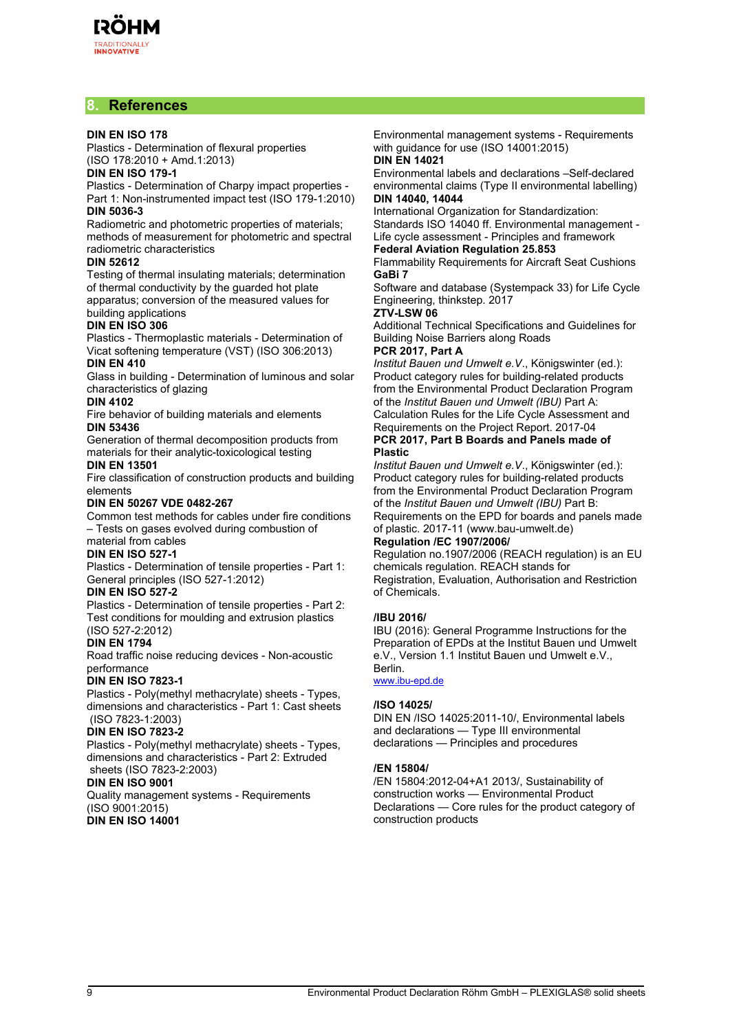## 8. References

**DIN EN ISO 178**
Plastics - Determination of flexural properties (ISO 178:2010 + Amd.1:2013)
**DIN EN ISO 179-1**
Plastics - Determination of Charpy impact properties - Part 1: Non-instrumented impact test (ISO 179-1:2010)
**DIN 5036-3**
Radiometric and photometric properties of materials; methods of measurement for photometric and spectral radiometric characteristics
**DIN 52612**
Testing of thermal insulating materials; determination of thermal conductivity by the guarded hot plate apparatus; conversion of the measured values for building applications
**DIN EN ISO 306**
Plastics - Thermoplastic materials - Determination of Vicat softening temperature (VST) (ISO 306:2013)
**DIN EN 410**
Glass in building - Determination of luminous and solar characteristics of glazing
**DIN 4102**
Fire behavior of building materials and elements
**DIN 53436**
Generation of thermal decomposition products from materials for their analytic-toxicological testing
**DIN EN 13501**
Fire classification of construction products and building elements
**DIN EN 50267 VDE 0482-267**
Common test methods for cables under fire conditions – Tests on gases evolved during combustion of material from cables
**DIN EN ISO 527-1**
Plastics - Determination of tensile properties - Part 1: General principles (ISO 527-1:2012)
**DIN EN ISO 527-2**
Plastics - Determination of tensile properties - Part 2: Test conditions for moulding and extrusion plastics (ISO 527-2:2012)
**DIN EN 1794**
Road traffic noise reducing devices - Non-acoustic performance
**DIN EN ISO 7823-1**
Plastics - Poly(methyl methacrylate) sheets - Types, dimensions and characteristics - Part 1: Cast sheets (ISO 7823-1:2003)
**DIN EN ISO 7823-2**
Plastics - Poly(methyl methacrylate) sheets - Types, dimensions and characteristics - Part 2: Extruded sheets (ISO 7823-2:2003)
**DIN EN ISO 9001**
Quality management systems - Requirements (ISO 9001:2015)
**DIN EN ISO 14001**
Environmental management systems - Requirements with guidance for use (ISO 14001:2015)
**DIN EN 14021**
Environmental labels and declarations –Self-declared environmental claims (Type II environmental labelling)
**DIN 14040, 14044**
International Organization for Standardization: Standards ISO 14040 ff. Environmental management - Life cycle assessment - Principles and framework
**Federal Aviation Regulation 25.853**
Flammability Requirements for Aircraft Seat Cushions
**GaBi 7**
Software and database (Systempack 33) for Life Cycle Engineering, thinkstep. 2017
**ZTV-LSW 06**
Additional Technical Specifications and Guidelines for Building Noise Barriers along Roads
**PCR 2017, Part A**
*Institut Bauen und Umwelt e.V*., Königswinter (ed.): Product category rules for building-related products from the Environmental Product Declaration Program of the *Institut Bauen und Umwelt (IBU)* Part A: Calculation Rules for the Life Cycle Assessment and Requirements on the Project Report. 2017-04
**PCR 2017, Part B Boards and Panels made of Plastic**
*Institut Bauen und Umwelt e.V*., Königswinter (ed.): Product category rules for building-related products from the Environmental Product Declaration Program of the *Institut Bauen und Umwelt (IBU)* Part B: Requirements on the EPD for boards and panels made of plastic. 2017-11 (www.bau-umwelt.de)
**Regulation /EC 1907/2006/**
Regulation no.1907/2006 (REACH regulation) is an EU chemicals regulation. REACH stands for Registration, Evaluation, Authorisation and Restriction of Chemicals.

**/IBU 2016/**
IBU (2016): General Programme Instructions for the Preparation of EPDs at the Institut Bauen und Umwelt e.V., Version 1.1 Institut Bauen und Umwelt e.V., Berlin.
www.ibu-epd.de

**/ISO 14025/**
DIN EN /ISO 14025:2011-10/, Environmental labels and declarations — Type III environmental declarations — Principles and procedures

**/EN 15804/**
/EN 15804:2012-04+A1 2013/, Sustainability of construction works — Environmental Product Declarations — Core rules for the product category of construction products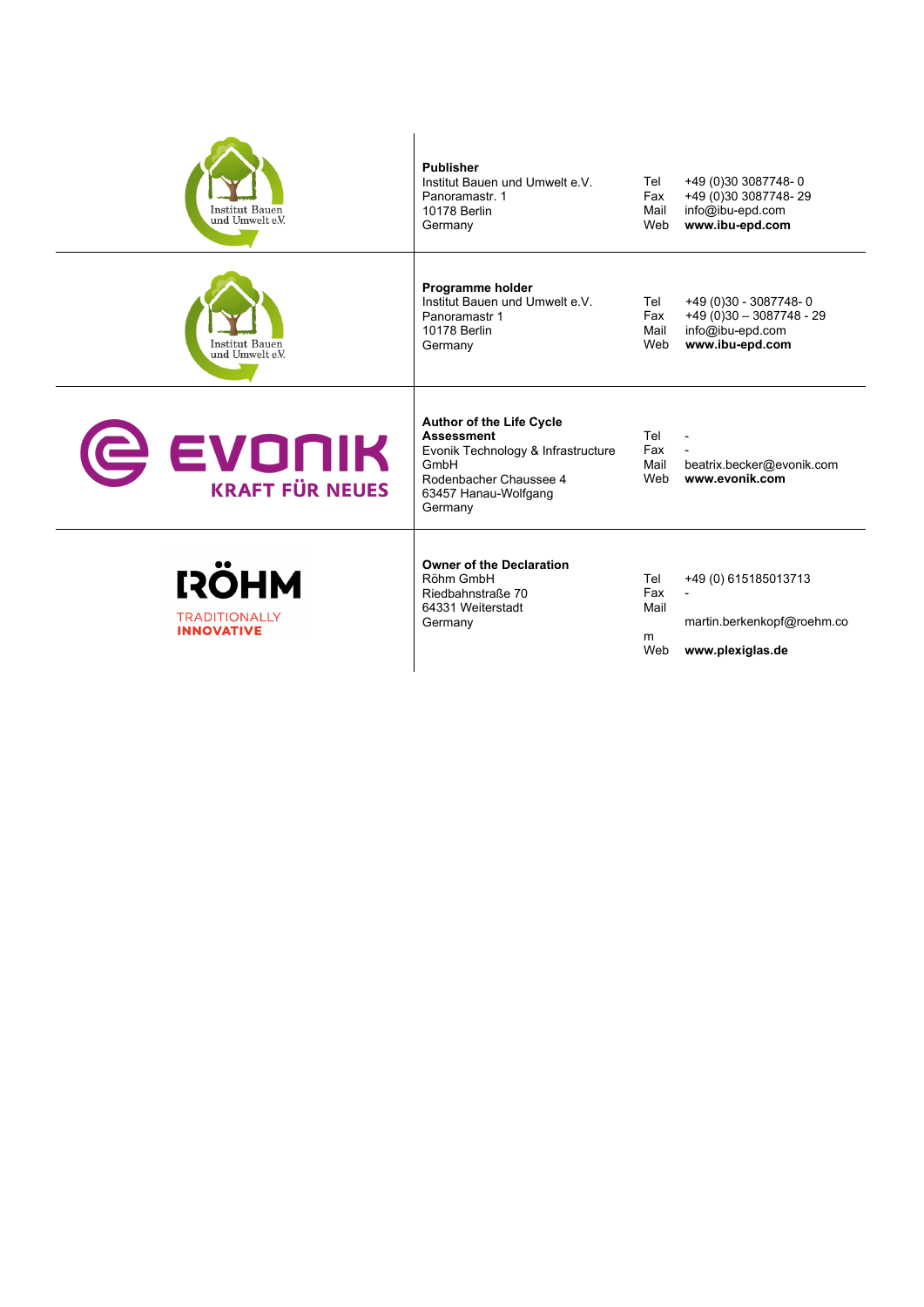| | | | |
|---|---|---|---|
| Institut Bauen und Umwelt e.V. | **Publisher**<br>Institut Bauen und Umwelt e.V.<br>Panoramastr. 1<br>10178 Berlin<br>Germany | Tel<br>Fax<br>Mail<br>Web | +49 (0)30 3087748- 0<br>+49 (0)30 3087748- 29<br>info@ibu-epd.com<br>**www.ibu-epd.com** |
| Institut Bauen und Umwelt e.V. | **Programme holder**<br>Institut Bauen und Umwelt e.V.<br>Panoramastr 1<br>10178 Berlin<br>Germany | Tel<br>Fax<br>Mail<br>Web | +49 (0)30 - 3087748- 0<br>+49 (0)30 – 3087748 - 29<br>info@ibu-epd.com<br>**www.ibu-epd.com** |
| EVONIK KRAFT FÜR NEUES | **Author of the Life Cycle Assessment**<br>Evonik Technology & Infrastructure GmbH<br>Rodenbacher Chaussee 4<br>63457 Hanau-Wolfgang<br>Germany | Tel<br>Fax<br>Mail<br>Web | -<br>-<br>beatrix.becker@evonik.com<br>**www.evonik.com** |
| RÖHM TRADITIONALLY INNOVATIVE | **Owner of the Declaration**<br>Röhm GmbH<br>Riedbahnstraße 70<br>64331 Weiterstadt<br>Germany | Tel<br>Fax<br>Mail<br>Web | +49 (0) 615185013713<br>-<br>martin.berkenkopf@roehm.com<br>**www.plexiglas.de** |